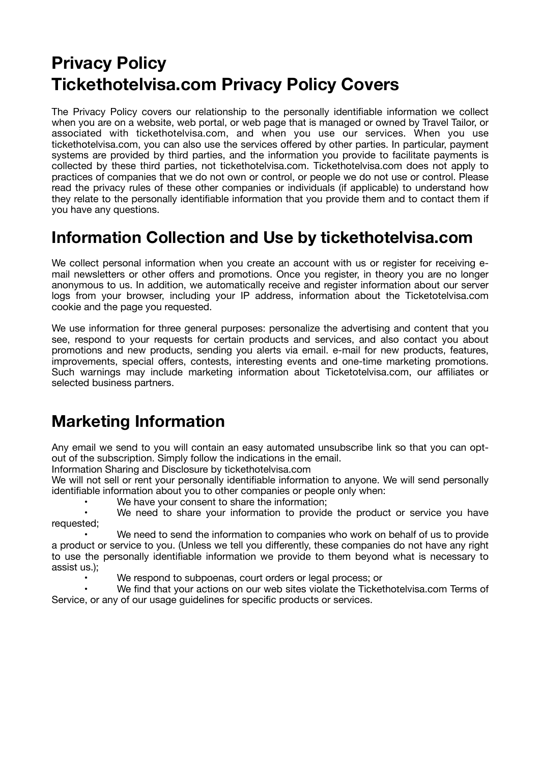# Privacy Policy
# Tickethotelvisa.com Privacy Policy Covers

The Privacy Policy covers our relationship to the personally identifiable information we collect when you are on a website, web portal, or web page that is managed or owned by Travel Tailor, or associated with tickethotelvisa.com, and when you use our services. When you use tickethotelvisa.com, you can also use the services offered by other parties. In particular, payment systems are provided by third parties, and the information you provide to facilitate payments is collected by these third parties, not tickethotelvisa.com. Tickethotelvisa.com does not apply to practices of companies that we do not own or control, or people we do not use or control. Please read the privacy rules of these other companies or individuals (if applicable) to understand how they relate to the personally identifiable information that you provide them and to contact them if you have any questions.

## Information Collection and Use by tickethotelvisa.com

We collect personal information when you create an account with us or register for receiving e-mail newsletters or other offers and promotions. Once you register, in theory you are no longer anonymous to us. In addition, we automatically receive and register information about our server logs from your browser, including your IP address, information about the Ticketotelvisa.com cookie and the page you requested.

We use information for three general purposes: personalize the advertising and content that you see, respond to your requests for certain products and services, and also contact you about promotions and new products, sending you alerts via email. e-mail for new products, features, improvements, special offers, contests, interesting events and one-time marketing promotions. Such warnings may include marketing information about Ticketotelvisa.com, our affiliates or selected business partners.

## Marketing Information

Any email we send to you will contain an easy automated unsubscribe link so that you can opt-out of the subscription. Simply follow the indications in the email.
Information Sharing and Disclosure by tickethotelvisa.com
We will not sell or rent your personally identifiable information to anyone. We will send personally identifiable information about you to other companies or people only when:

- We have your consent to share the information;
- We need to share your information to provide the product or service you have requested;
- We need to send the information to companies who work on behalf of us to provide a product or service to you. (Unless we tell you differently, these companies do not have any right to use the personally identifiable information we provide to them beyond what is necessary to assist us.);
- We respond to subpoenas, court orders or legal process; or
- We find that your actions on our web sites violate the Tickethotelvisa.com Terms of Service, or any of our usage guidelines for specific products or services.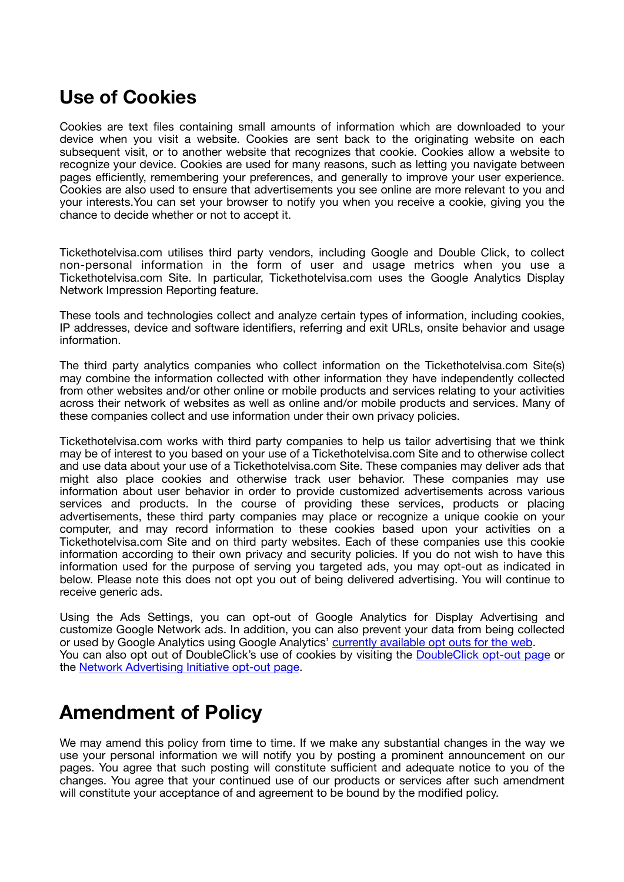# Use of Cookies

Cookies are text files containing small amounts of information which are downloaded to your device when you visit a website. Cookies are sent back to the originating website on each subsequent visit, or to another website that recognizes that cookie. Cookies allow a website to recognize your device. Cookies are used for many reasons, such as letting you navigate between pages efficiently, remembering your preferences, and generally to improve your user experience. Cookies are also used to ensure that advertisements you see online are more relevant to you and your interests.You can set your browser to notify you when you receive a cookie, giving you the chance to decide whether or not to accept it.

Tickethotelvisa.com utilises third party vendors, including Google and Double Click, to collect non-personal information in the form of user and usage metrics when you use a Tickethotelvisa.com Site. In particular, Tickethotelvisa.com uses the Google Analytics Display Network Impression Reporting feature.

These tools and technologies collect and analyze certain types of information, including cookies, IP addresses, device and software identifiers, referring and exit URLs, onsite behavior and usage information.

The third party analytics companies who collect information on the Tickethotelvisa.com Site(s) may combine the information collected with other information they have independently collected from other websites and/or other online or mobile products and services relating to your activities across their network of websites as well as online and/or mobile products and services. Many of these companies collect and use information under their own privacy policies.

Tickethotelvisa.com works with third party companies to help us tailor advertising that we think may be of interest to you based on your use of a Tickethotelvisa.com Site and to otherwise collect and use data about your use of a Tickethotelvisa.com Site. These companies may deliver ads that might also place cookies and otherwise track user behavior. These companies may use information about user behavior in order to provide customized advertisements across various services and products. In the course of providing these services, products or placing advertisements, these third party companies may place or recognize a unique cookie on your computer, and may record information to these cookies based upon your activities on a Tickethotelvisa.com Site and on third party websites. Each of these companies use this cookie information according to their own privacy and security policies. If you do not wish to have this information used for the purpose of serving you targeted ads, you may opt-out as indicated in below. Please note this does not opt you out of being delivered advertising. You will continue to receive generic ads.

Using the Ads Settings, you can opt-out of Google Analytics for Display Advertising and customize Google Network ads. In addition, you can also prevent your data from being collected or used by Google Analytics using Google Analytics' currently available opt outs for the web.
You can also opt out of DoubleClick's use of cookies by visiting the DoubleClick opt-out page or the Network Advertising Initiative opt-out page.

# Amendment of Policy

We may amend this policy from time to time. If we make any substantial changes in the way we use your personal information we will notify you by posting a prominent announcement on our pages. You agree that such posting will constitute sufficient and adequate notice to you of the changes. You agree that your continued use of our products or services after such amendment will constitute your acceptance of and agreement to be bound by the modified policy.